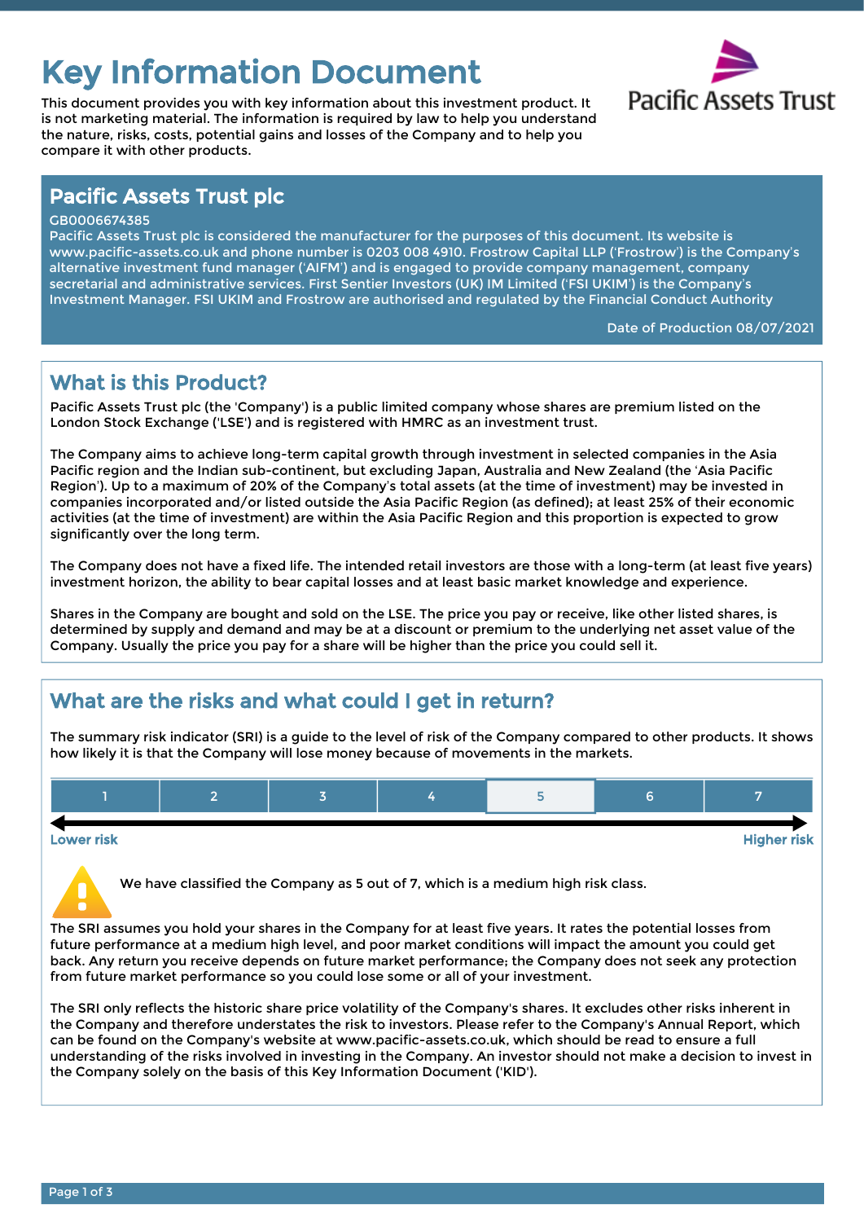# Key Information Document

This document provides you with key information about this investment product. It is not marketing material. The information is required by law to help you understand the nature, risks, costs, potential gains and losses of the Company and to help you compare it with other products.

## Pacific Assets Trust plc

GB0006674385

Pacific Assets Trust plc is considered the manufacturer for the purposes of this document. Its website is www.pacific-assets.co.uk and phone number is 0203 008 4910. Frostrow Capital LLP ('Frostrow') is the Company's alternative investment fund manager ('AIFM') and is engaged to provide company management, company secretarial and administrative services. First Sentier Investors (UK) IM Limited ('FSI UKIM') is the Company's Investment Manager. FSI UKIM and Frostrow are authorised and regulated by the Financial Conduct Authority

Date of Production 08/07/2021

## What is this Product?

Pacific Assets Trust plc (the 'Company') is a public limited company whose shares are premium listed on the London Stock Exchange ('LSE') and is registered with HMRC as an investment trust.

The Company aims to achieve long-term capital growth through investment in selected companies in the Asia Pacific region and the Indian sub-continent, but excluding Japan, Australia and New Zealand (the 'Asia Pacific Region'). Up to a maximum of 20% of the Company's total assets (at the time of investment) may be invested in companies incorporated and/or listed outside the Asia Pacific Region (as defined); at least 25% of their economic activities (at the time of investment) are within the Asia Pacific Region and this proportion is expected to grow significantly over the long term.

The Company does not have a fixed life. The intended retail investors are those with a long-term (at least five years) investment horizon, the ability to bear capital losses and at least basic market knowledge and experience.

Shares in the Company are bought and sold on the LSE. The price you pay or receive, like other listed shares, is determined by supply and demand and may be at a discount or premium to the underlying net asset value of the Company. Usually the price you pay for a share will be higher than the price you could sell it.

## What are the risks and what could I get in return?

The summary risk indicator (SRI) is a guide to the level of risk of the Company compared to other products. It shows how likely it is that the Company will lose money because of movements in the markets.

| 1 | 2 | 3 | 4 | **5** | 6 | 7 |
|---|---|---|---|---|---|---|

Lower risk ← → Higher risk

We have classified the Company as 5 out of 7, which is a medium high risk class.

The SRI assumes you hold your shares in the Company for at least five years. It rates the potential losses from future performance at a medium high level, and poor market conditions will impact the amount you could get back. Any return you receive depends on future market performance; the Company does not seek any protection from future market performance so you could lose some or all of your investment.

The SRI only reflects the historic share price volatility of the Company's shares. It excludes other risks inherent in the Company and therefore understates the risk to investors. Please refer to the Company's Annual Report, which can be found on the Company's website at www.pacific-assets.co.uk, which should be read to ensure a full understanding of the risks involved in investing in the Company. An investor should not make a decision to invest in the Company solely on the basis of this Key Information Document ('KID').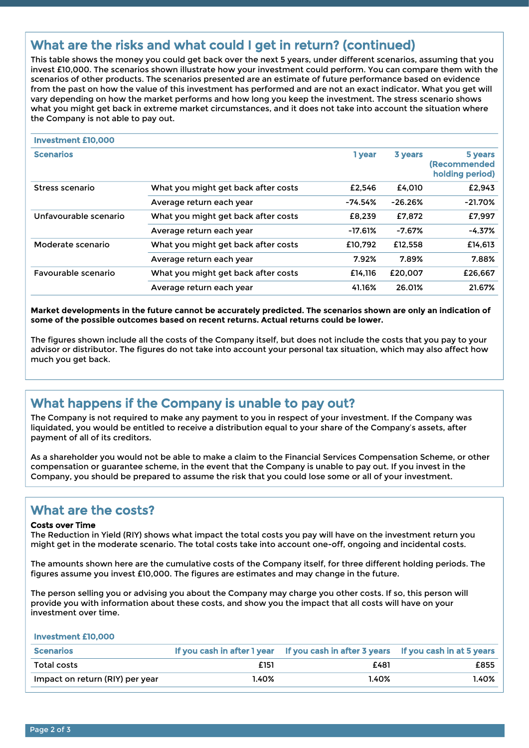## What are the risks and what could I get in return? (continued)

This table shows the money you could get back over the next 5 years, under different scenarios, assuming that you invest £10,000. The scenarios shown illustrate how your investment could perform. You can compare them with the scenarios of other products. The scenarios presented are an estimate of future performance based on evidence from the past on how the value of this investment has performed and are not an exact indicator. What you get will vary depending on how the market performs and how long you keep the investment. The stress scenario shows what you might get back in extreme market circumstances, and it does not take into account the situation where the Company is not able to pay out.

| Investment £10,000 | | | | |
|---|---|---|---|---|
| **Scenarios** | | **1 year** | **3 years** | **5 years (Recommended holding period)** |
| Stress scenario | What you might get back after costs | £2,546 | £4,010 | £2,943 |
| | Average return each year | -74.54% | -26.26% | -21.70% |
| Unfavourable scenario | What you might get back after costs | £8,239 | £7,872 | £7,997 |
| | Average return each year | -17.61% | -7.67% | -4.37% |
| Moderate scenario | What you might get back after costs | £10,792 | £12,558 | £14,613 |
| | Average return each year | 7.92% | 7.89% | 7.88% |
| Favourable scenario | What you might get back after costs | £14,116 | £20,007 | £26,667 |
| | Average return each year | 41.16% | 26.01% | 21.67% |

**Market developments in the future cannot be accurately predicted. The scenarios shown are only an indication of some of the possible outcomes based on recent returns. Actual returns could be lower.**

The figures shown include all the costs of the Company itself, but does not include the costs that you pay to your advisor or distributor. The figures do not take into account your personal tax situation, which may also affect how much you get back.

## What happens if the Company is unable to pay out?

The Company is not required to make any payment to you in respect of your investment. If the Company was liquidated, you would be entitled to receive a distribution equal to your share of the Company's assets, after payment of all of its creditors.

As a shareholder you would not be able to make a claim to the Financial Services Compensation Scheme, or other compensation or guarantee scheme, in the event that the Company is unable to pay out. If you invest in the Company, you should be prepared to assume the risk that you could lose some or all of your investment.

## What are the costs?

**Costs over Time**

The Reduction in Yield (RIY) shows what impact the total costs you pay will have on the investment return you might get in the moderate scenario. The total costs take into account one-off, ongoing and incidental costs.

The amounts shown here are the cumulative costs of the Company itself, for three different holding periods. The figures assume you invest £10,000. The figures are estimates and may change in the future.

The person selling you or advising you about the Company may charge you other costs. If so, this person will provide you with information about these costs, and show you the impact that all costs will have on your investment over time.

| Investment £10,000 | | | |
|---|---|---|---|
| **Scenarios** | **If you cash in after 1 year** | **If you cash in after 3 years** | **If you cash in at 5 years** |
| Total costs | £151 | £481 | £855 |
| Impact on return (RIY) per year | 1.40% | 1.40% | 1.40% |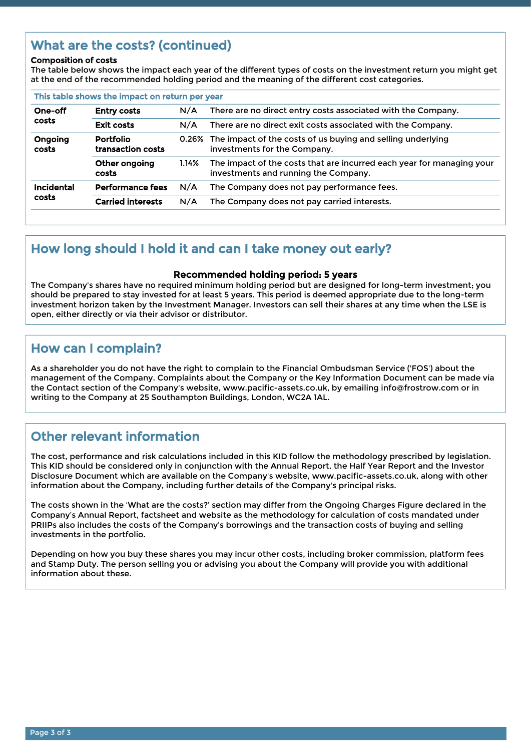## What are the costs? (continued)

**Composition of costs**

The table below shows the impact each year of the different types of costs on the investment return you might get at the end of the recommended holding period and the meaning of the different cost categories.

| This table shows the impact on return per year | | | |
|---|---|---|---|
| **One-off costs** | **Entry costs** | N/A | There are no direct entry costs associated with the Company. |
| | **Exit costs** | N/A | There are no direct exit costs associated with the Company. |
| **Ongoing costs** | **Portfolio transaction costs** | 0.26% | The impact of the costs of us buying and selling underlying investments for the Company. |
| | **Other ongoing costs** | 1.14% | The impact of the costs that are incurred each year for managing your investments and running the Company. |
| **Incidental costs** | **Performance fees** | N/A | The Company does not pay performance fees. |
| | **Carried interests** | N/A | The Company does not pay carried interests. |

## How long should I hold it and can I take money out early?

**Recommended holding period: 5 years**

The Company's shares have no required minimum holding period but are designed for long-term investment; you should be prepared to stay invested for at least 5 years. This period is deemed appropriate due to the long-term investment horizon taken by the Investment Manager. Investors can sell their shares at any time when the LSE is open, either directly or via their advisor or distributor.

## How can I complain?

As a shareholder you do not have the right to complain to the Financial Ombudsman Service ('FOS') about the management of the Company. Complaints about the Company or the Key Information Document can be made via the Contact section of the Company's website, www.pacific-assets.co.uk, by emailing info@frostrow.com or in writing to the Company at 25 Southampton Buildings, London, WC2A 1AL.

## Other relevant information

The cost, performance and risk calculations included in this KID follow the methodology prescribed by legislation. This KID should be considered only in conjunction with the Annual Report, the Half Year Report and the Investor Disclosure Document which are available on the Company's website, www.pacific-assets.co.uk, along with other information about the Company, including further details of the Company's principal risks.

The costs shown in the 'What are the costs?' section may differ from the Ongoing Charges Figure declared in the Company's Annual Report, factsheet and website as the methodology for calculation of costs mandated under PRIIPs also includes the costs of the Company's borrowings and the transaction costs of buying and selling investments in the portfolio.

Depending on how you buy these shares you may incur other costs, including broker commission, platform fees and Stamp Duty. The person selling you or advising you about the Company will provide you with additional information about these.